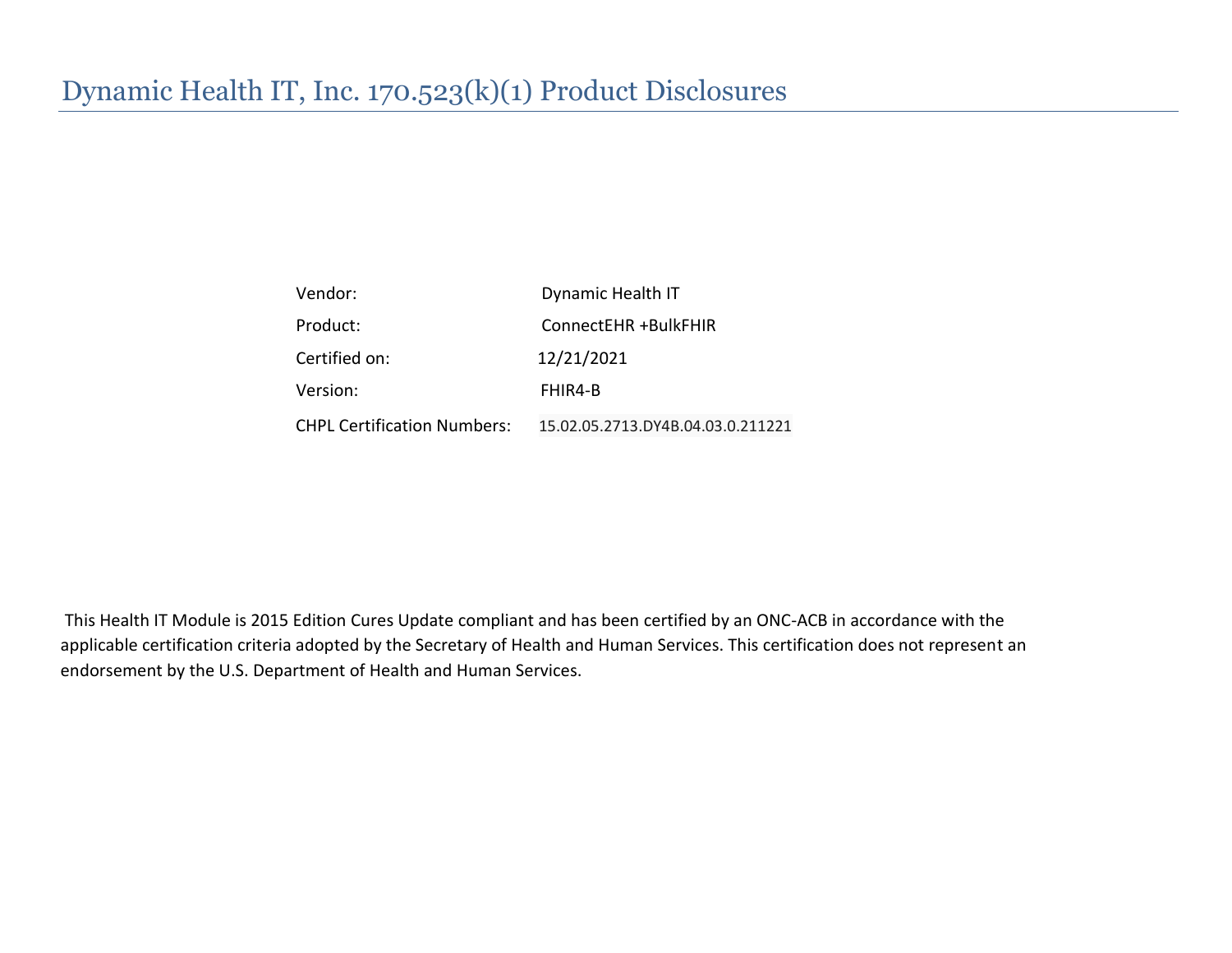# Dynamic Health IT, Inc. 170.523(k)(1) Product Disclosures

| | |
|---|---|
| Vendor: | Dynamic Health IT |
| Product: | ConnectEHR +BulkFHIR |
| Certified on: | 12/21/2021 |
| Version: | FHIR4-B |
| CHPL Certification Numbers: | 15.02.05.2713.DY4B.04.03.0.211221 |

This Health IT Module is 2015 Edition Cures Update compliant and has been certified by an ONC-ACB in accordance with the applicable certification criteria adopted by the Secretary of Health and Human Services. This certification does not represent an endorsement by the U.S. Department of Health and Human Services.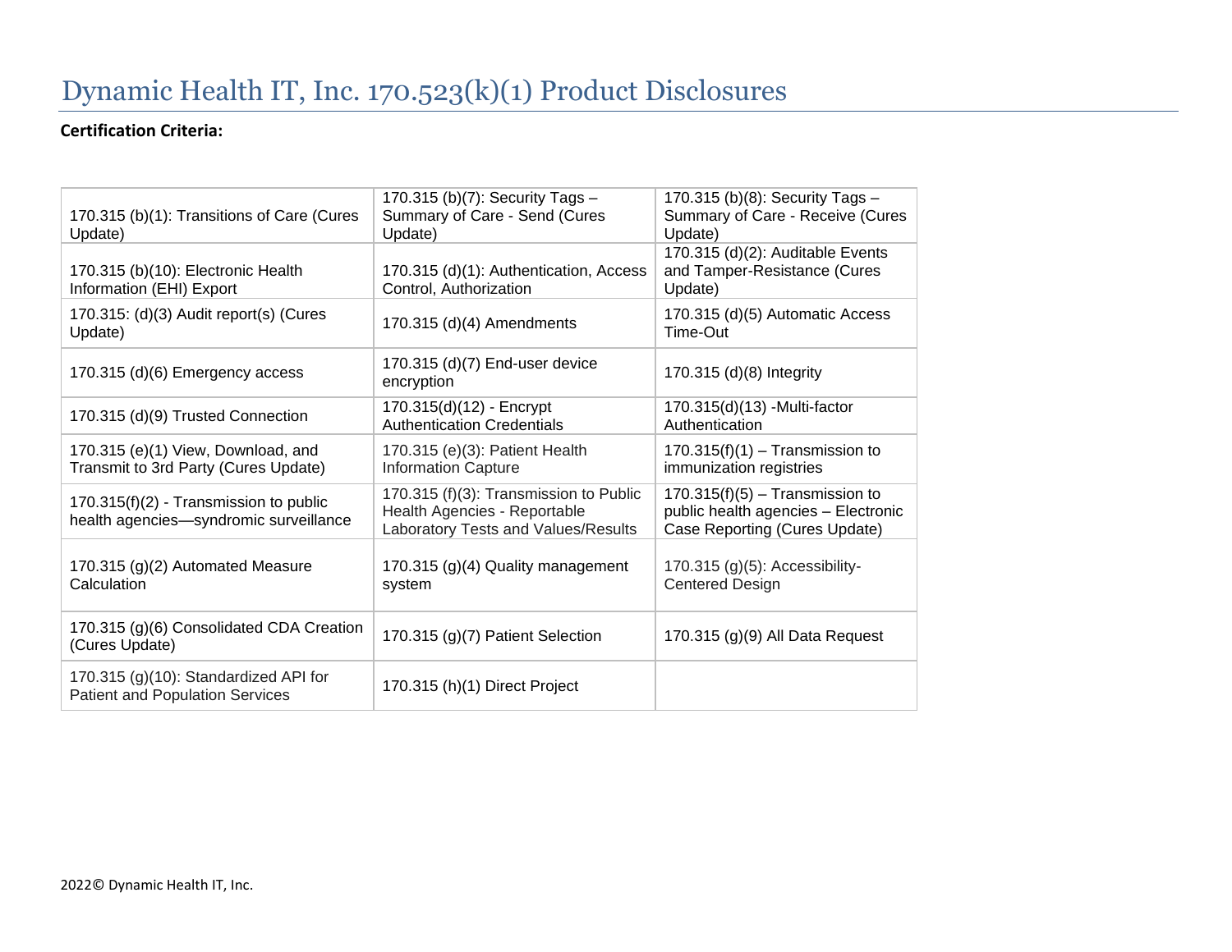# Dynamic Health IT, Inc. 170.523(k)(1) Product Disclosures

**Certification Criteria:**

| | | |
|---|---|---|
| 170.315 (b)(1): Transitions of Care (Cures Update) | 170.315 (b)(7): Security Tags – Summary of Care - Send (Cures Update) | 170.315 (b)(8): Security Tags – Summary of Care - Receive (Cures Update) |
| 170.315 (b)(10): Electronic Health Information (EHI) Export | 170.315 (d)(1): Authentication, Access Control, Authorization | 170.315 (d)(2): Auditable Events and Tamper-Resistance (Cures Update) |
| 170.315: (d)(3) Audit report(s) (Cures Update) | 170.315 (d)(4) Amendments | 170.315 (d)(5) Automatic Access Time-Out |
| 170.315 (d)(6) Emergency access | 170.315 (d)(7) End-user device encryption | 170.315 (d)(8) Integrity |
| 170.315 (d)(9) Trusted Connection | 170.315(d)(12) - Encrypt Authentication Credentials | 170.315(d)(13) -Multi-factor Authentication |
| 170.315 (e)(1) View, Download, and Transmit to 3rd Party (Cures Update) | 170.315 (e)(3): Patient Health Information Capture | 170.315(f)(1) – Transmission to immunization registries |
| 170.315(f)(2) - Transmission to public health agencies—syndromic surveillance | 170.315 (f)(3): Transmission to Public Health Agencies - Reportable Laboratory Tests and Values/Results | 170.315(f)(5) – Transmission to public health agencies – Electronic Case Reporting (Cures Update) |
| 170.315 (g)(2) Automated Measure Calculation | 170.315 (g)(4) Quality management system | 170.315 (g)(5): Accessibility-Centered Design |
| 170.315 (g)(6) Consolidated CDA Creation (Cures Update) | 170.315 (g)(7) Patient Selection | 170.315 (g)(9) All Data Request |
| 170.315 (g)(10): Standardized API for Patient and Population Services | 170.315 (h)(1) Direct Project | |

2022© Dynamic Health IT, Inc.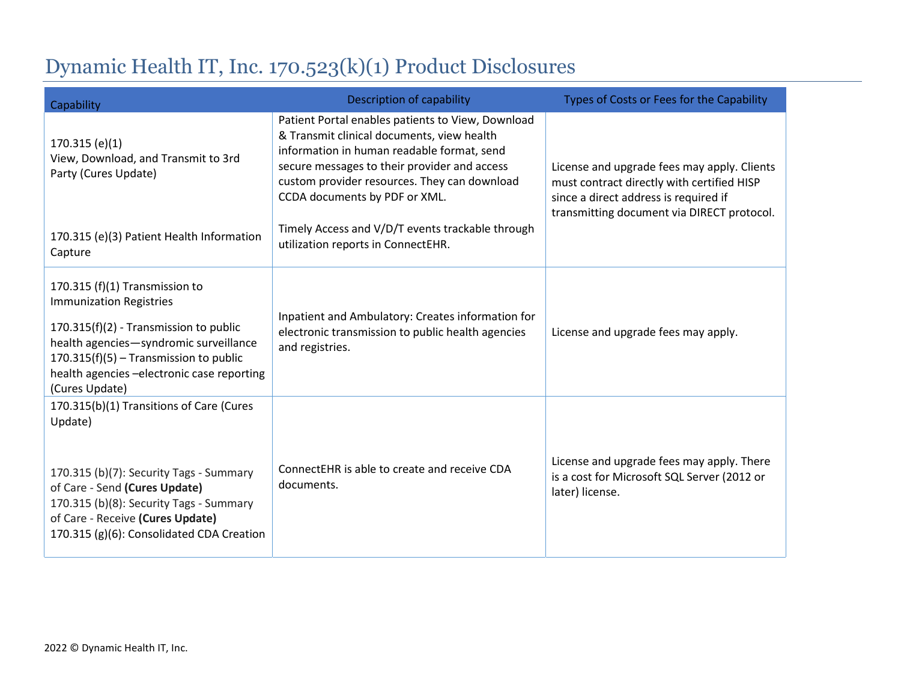# Dynamic Health IT, Inc. 170.523(k)(1) Product Disclosures

| Capability | Description of capability | Types of Costs or Fees for the Capability |
|---|---|---|
| 170.315 (e)(1)<br>View, Download, and Transmit to 3rd Party (Cures Update)<br><br>170.315 (e)(3) Patient Health Information Capture | Patient Portal enables patients to View, Download & Transmit clinical documents, view health information in human readable format, send secure messages to their provider and access custom provider resources. They can download CCDA documents by PDF or XML.<br><br>Timely Access and V/D/T events trackable through utilization reports in ConnectEHR. | License and upgrade fees may apply. Clients must contract directly with certified HISP since a direct address is required if transmitting document via DIRECT protocol. |
| 170.315 (f)(1) Transmission to Immunization Registries<br>170.315(f)(2) - Transmission to public health agencies—syndromic surveillance<br>170.315(f)(5) – Transmission to public health agencies –electronic case reporting (Cures Update) | Inpatient and Ambulatory: Creates information for electronic transmission to public health agencies and registries. | License and upgrade fees may apply. |
| 170.315(b)(1) Transitions of Care (Cures Update)<br><br>170.315 (b)(7): Security Tags - Summary of Care - Send **(Cures Update)**<br>170.315 (b)(8): Security Tags - Summary of Care - Receive **(Cures Update)**<br>170.315 (g)(6): Consolidated CDA Creation | ConnectEHR is able to create and receive CDA documents. | License and upgrade fees may apply. There is a cost for Microsoft SQL Server (2012 or later) license. |

2022 © Dynamic Health IT, Inc.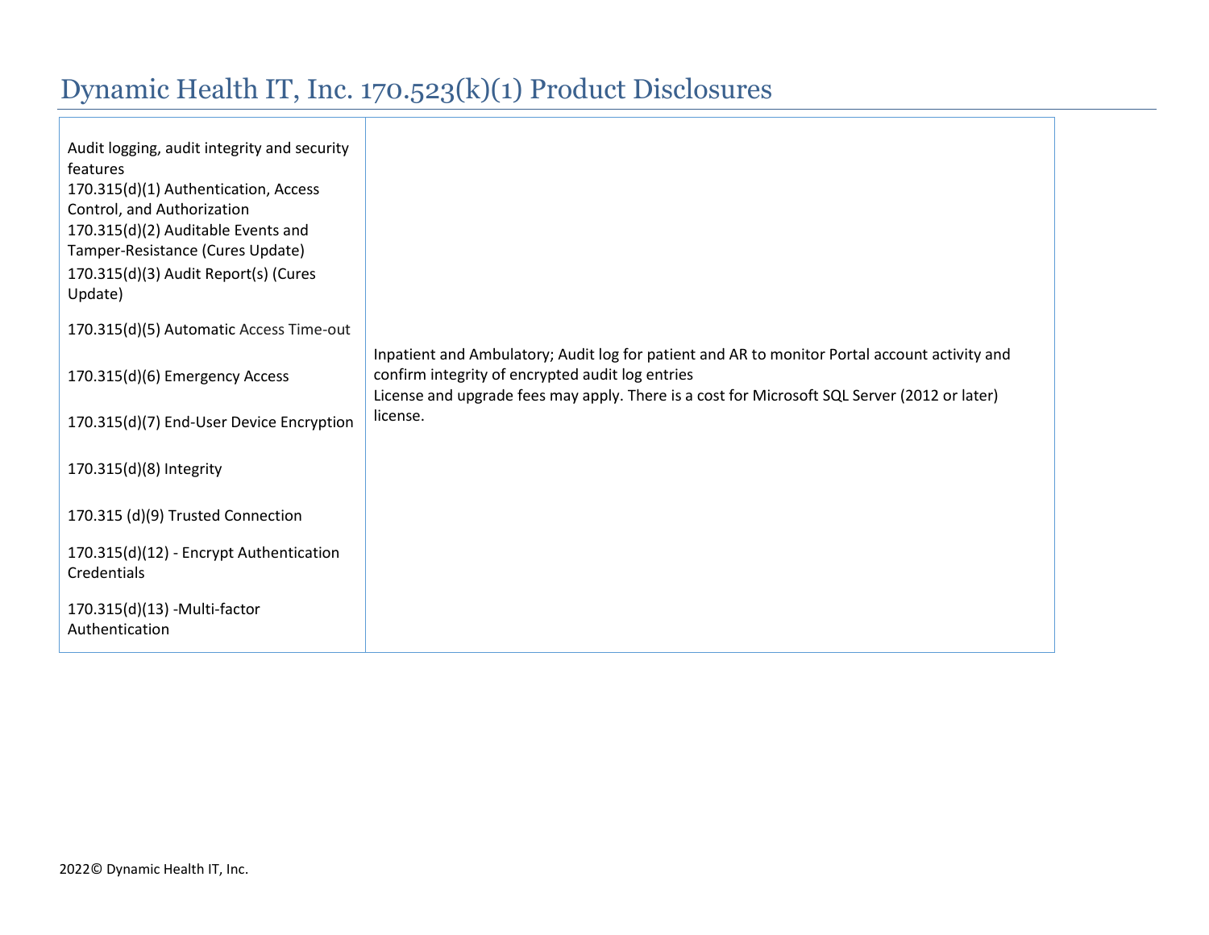# Dynamic Health IT, Inc. 170.523(k)(1) Product Disclosures

| | |
|---|---|
| Audit logging, audit integrity and security features<br>170.315(d)(1) Authentication, Access Control, and Authorization<br>170.315(d)(2) Auditable Events and Tamper-Resistance (Cures Update)<br>170.315(d)(3) Audit Report(s) (Cures Update)<br>170.315(d)(5) Automatic Access Time-out<br>170.315(d)(6) Emergency Access<br>170.315(d)(7) End-User Device Encryption<br>170.315(d)(8) Integrity<br>170.315 (d)(9) Trusted Connection<br>170.315(d)(12) - Encrypt Authentication Credentials<br>170.315(d)(13) -Multi-factor Authentication | Inpatient and Ambulatory; Audit log for patient and AR to monitor Portal account activity and confirm integrity of encrypted audit log entries<br>License and upgrade fees may apply. There is a cost for Microsoft SQL Server (2012 or later) license. |

2022© Dynamic Health IT, Inc.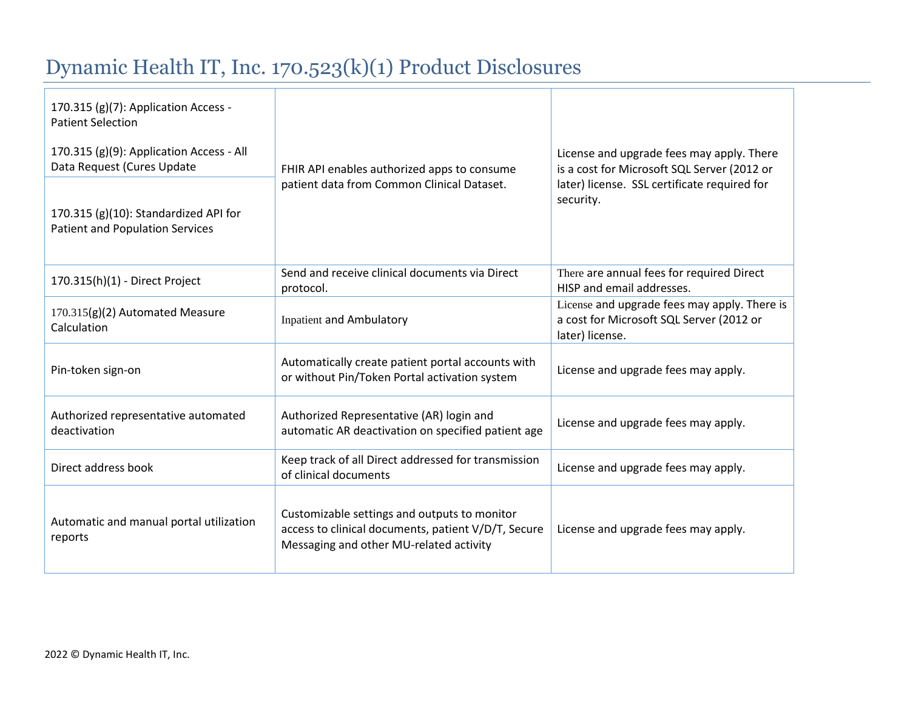# Dynamic Health IT, Inc. 170.523(k)(1) Product Disclosures

| | | |
|---|---|---|
| 170.315 (g)(7): Application Access - Patient Selection<br><br>170.315 (g)(9): Application Access - All Data Request (Cures Update | FHIR API enables authorized apps to consume patient data from Common Clinical Dataset. | License and upgrade fees may apply. There is a cost for Microsoft SQL Server (2012 or later) license. SSL certificate required for security. |
| 170.315 (g)(10): Standardized API for Patient and Population Services | | |
| 170.315(h)(1) - Direct Project | Send and receive clinical documents via Direct protocol. | There are annual fees for required Direct HISP and email addresses. |
| 170.315(g)(2) Automated Measure Calculation | Inpatient and Ambulatory | License and upgrade fees may apply. There is a cost for Microsoft SQL Server (2012 or later) license. |
| Pin-token sign-on | Automatically create patient portal accounts with or without Pin/Token Portal activation system | License and upgrade fees may apply. |
| Authorized representative automated deactivation | Authorized Representative (AR) login and automatic AR deactivation on specified patient age | License and upgrade fees may apply. |
| Direct address book | Keep track of all Direct addressed for transmission of clinical documents | License and upgrade fees may apply. |
| Automatic and manual portal utilization reports | Customizable settings and outputs to monitor access to clinical documents, patient V/D/T, Secure Messaging and other MU-related activity | License and upgrade fees may apply. |

2022 © Dynamic Health IT, Inc.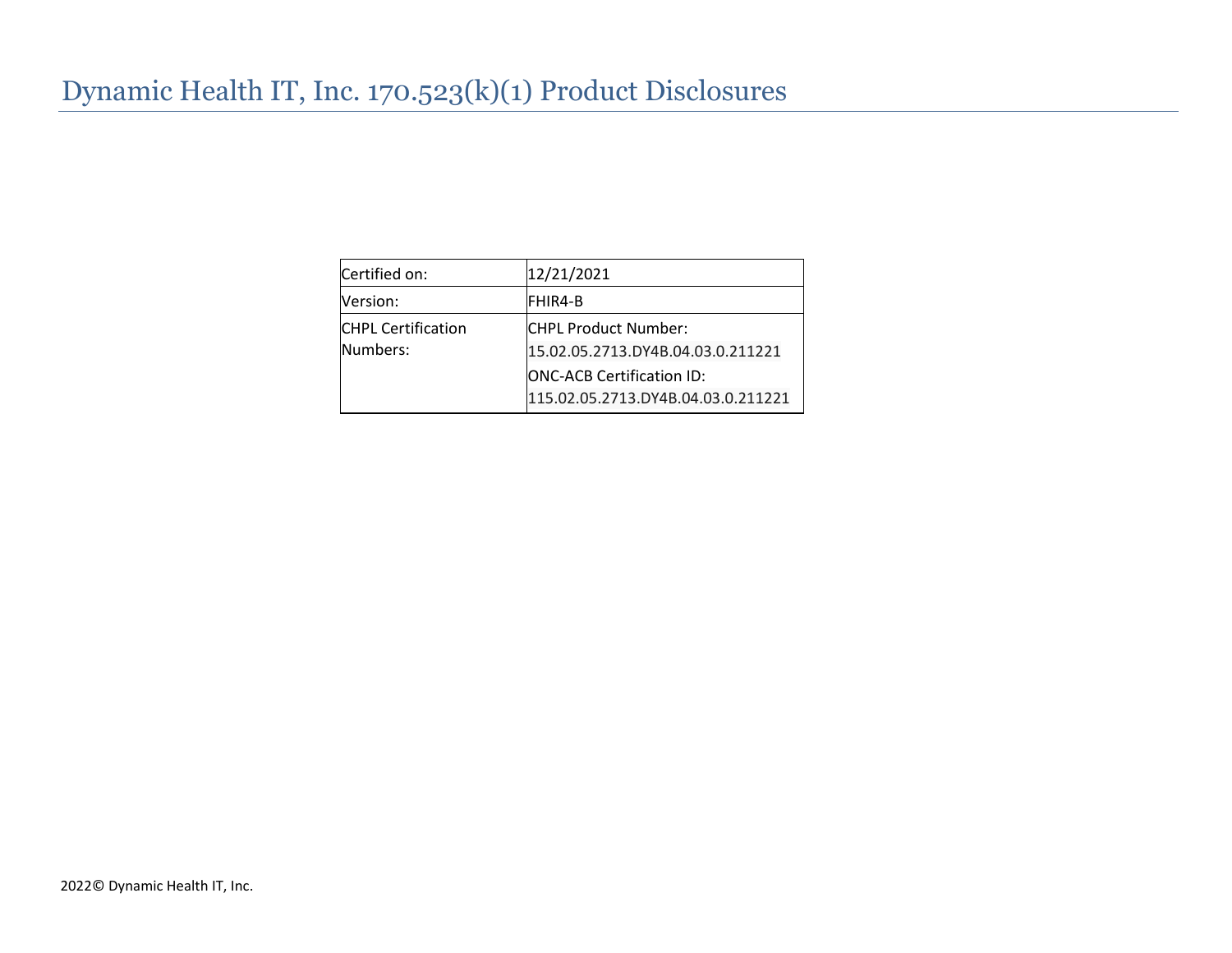# Dynamic Health IT, Inc. 170.523(k)(1) Product Disclosures

| | |
|---|---|
| Certified on: | 12/21/2021 |
| Version: | FHIR4-B |
| CHPL Certification Numbers: | CHPL Product Number: 15.02.05.2713.DY4B.04.03.0.211221 ONC-ACB Certification ID: 115.02.05.2713.DY4B.04.03.0.211221 |

2022© Dynamic Health IT, Inc.